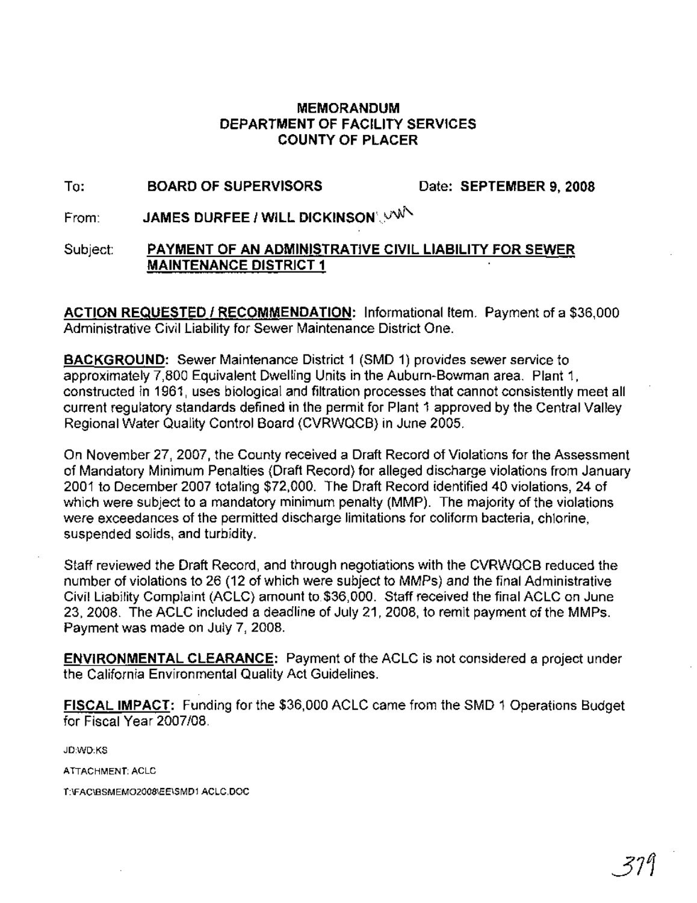# MEMORANDUM
# DEPARTMENT OF FACILITY SERVICES
# COUNTY OF PLACER

To: **BOARD OF SUPERVISORS** Date: **SEPTEMBER 9, 2008**

From: **JAMES DURFEE / WILL DICKINSON**

Subject: **PAYMENT OF AN ADMINISTRATIVE CIVIL LIABILITY FOR SEWER MAINTENANCE DISTRICT 1**

**ACTION REQUESTED / RECOMMENDATION:** Informational Item. Payment of a $36,000 Administrative Civil Liability for Sewer Maintenance District One.

**BACKGROUND:** Sewer Maintenance District 1 (SMD 1) provides sewer service to approximately 7,800 Equivalent Dwelling Units in the Auburn-Bowman area. Plant 1, constructed in 1961, uses biological and filtration processes that cannot consistently meet all current regulatory standards defined in the permit for Plant 1 approved by the Central Valley Regional Water Quality Control Board (CVRWQCB) in June 2005.

On November 27, 2007, the County received a Draft Record of Violations for the Assessment of Mandatory Minimum Penalties (Draft Record) for alleged discharge violations from January 2001 to December 2007 totaling $72,000. The Draft Record identified 40 violations, 24 of which were subject to a mandatory minimum penalty (MMP). The majority of the violations were exceedances of the permitted discharge limitations for coliform bacteria, chlorine, suspended solids, and turbidity.

Staff reviewed the Draft Record, and through negotiations with the CVRWQCB reduced the number of violations to 26 (12 of which were subject to MMPs) and the final Administrative Civil Liability Complaint (ACLC) amount to $36,000. Staff received the final ACLC on June 23, 2008. The ACLC included a deadline of July 21, 2008, to remit payment of the MMPs. Payment was made on July 7, 2008.

**ENVIRONMENTAL CLEARANCE:** Payment of the ACLC is not considered a project under the California Environmental Quality Act Guidelines.

**FISCAL IMPACT:** Funding for the $36,000 ACLC came from the SMD 1 Operations Budget for Fiscal Year 2007/08.

JD:WD:KS

ATTACHMENT: ACLC

T:\FAC\BSMEMO2008\EE\SMD1 ACLC.DOC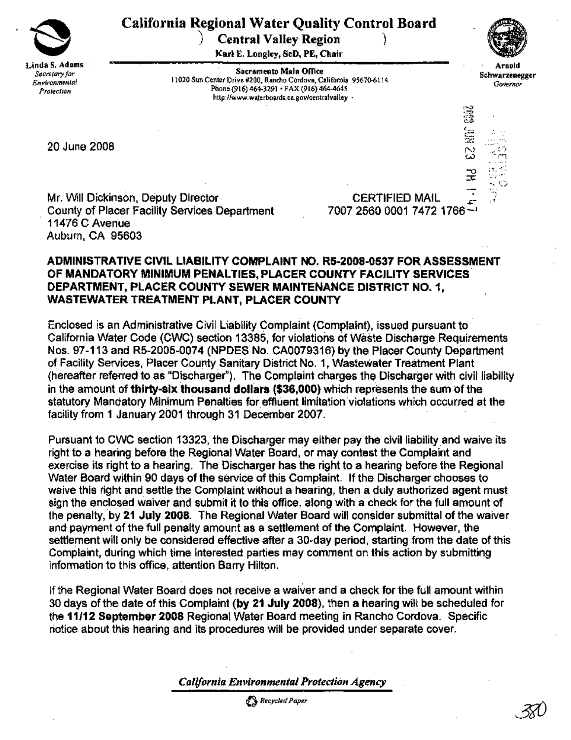Linda S. Adams
*Secretary for Environmental Protection*

# California Regional Water Quality Control Board

## Central Valley Region

Karl E. Longley, ScD, PE, Chair

Arnold Schwarzenegger
*Governor*

**Sacramento Main Office**
11020 Sun Center Drive #200, Rancho Cordova, California 95670-6114
Phone (916) 464-3291 • FAX (916) 464-4645
http://www.waterboards.ca.gov/centralvalley

2008 JUN 23 PM 1:41

20 June 2008

Mr. Will Dickinson, Deputy Director
County of Placer Facility Services Department
11476 C Avenue
Auburn, CA 95603

CERTIFIED MAIL
7007 2560 0001 7472 1766

**ADMINISTRATIVE CIVIL LIABILITY COMPLAINT NO. R5-2008-0537 FOR ASSESSMENT OF MANDATORY MINIMUM PENALTIES, PLACER COUNTY FACILITY SERVICES DEPARTMENT, PLACER COUNTY SEWER MAINTENANCE DISTRICT NO. 1, WASTEWATER TREATMENT PLANT, PLACER COUNTY**

Enclosed is an Administrative Civil Liability Complaint (Complaint), issued pursuant to California Water Code (CWC) section 13385, for violations of Waste Discharge Requirements Nos. 97-113 and R5-2005-0074 (NPDES No. CA0079316) by the Placer County Department of Facility Services, Placer County Sanitary District No. 1, Wastewater Treatment Plant (hereafter referred to as "Discharger"). The Complaint charges the Discharger with civil liability in the amount of **thirty-six thousand dollars ($36,000)** which represents the sum of the statutory Mandatory Minimum Penalties for effluent limitation violations which occurred at the facility from 1 January 2001 through 31 December 2007.

Pursuant to CWC section 13323, the Discharger may either pay the civil liability and waive its right to a hearing before the Regional Water Board, or may contest the Complaint and exercise its right to a hearing. The Discharger has the right to a hearing before the Regional Water Board within 90 days of the service of this Complaint. If the Discharger chooses to waive this right and settle the Complaint without a hearing, then a duly authorized agent must sign the enclosed waiver and submit it to this office, along with a check for the full amount of the penalty, by **21 July 2008**. The Regional Water Board will consider submittal of the waiver and payment of the full penalty amount as a settlement of the Complaint. However, the settlement will only be considered effective after a 30-day period, starting from the date of this Complaint, during which time interested parties may comment on this action by submitting information to this office, attention Barry Hilton.

If the Regional Water Board does not receive a waiver and a check for the full amount within 30 days of the date of this Complaint **(by 21 July 2008)**, then a hearing will be scheduled for the **11/12 September 2008** Regional Water Board meeting in Rancho Cordova. Specific notice about this hearing and its procedures will be provided under separate cover.

*California Environmental Protection Agency*

*Recycled Paper*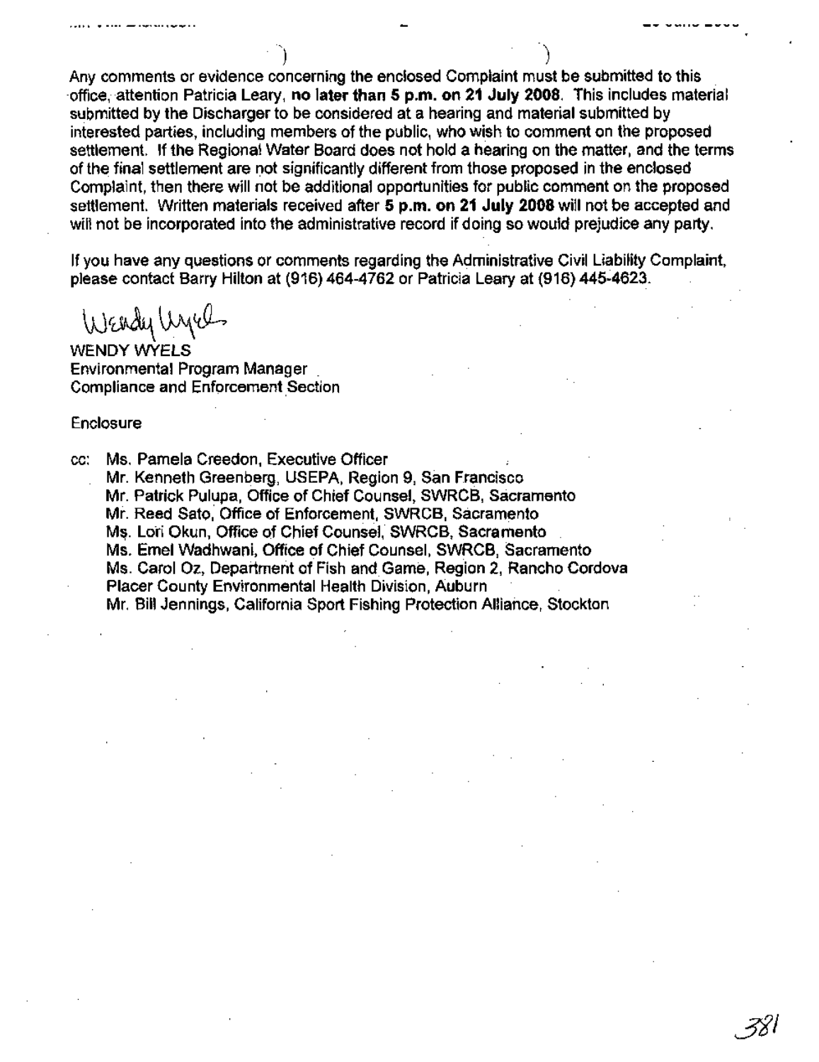Any comments or evidence concerning the enclosed Complaint must be submitted to this office, attention Patricia Leary, **no later than 5 p.m. on 21 July 2008**. This includes material submitted by the Discharger to be considered at a hearing and material submitted by interested parties, including members of the public, who wish to comment on the proposed settlement. If the Regional Water Board does not hold a hearing on the matter, and the terms of the final settlement are not significantly different from those proposed in the enclosed Complaint, then there will not be additional opportunities for public comment on the proposed settlement. Written materials received after **5 p.m. on 21 July 2008** will not be accepted and will not be incorporated into the administrative record if doing so would prejudice any party.

If you have any questions or comments regarding the Administrative Civil Liability Complaint, please contact Barry Hilton at (916) 464-4762 or Patricia Leary at (916) 445-4623.

Wendy Wyels

WENDY WYELS
Environmental Program Manager
Compliance and Enforcement Section

Enclosure

cc: Ms. Pamela Creedon, Executive Officer
Mr. Kenneth Greenberg, USEPA, Region 9, San Francisco
Mr. Patrick Pulupa, Office of Chief Counsel, SWRCB, Sacramento
Mr. Reed Sato, Office of Enforcement, SWRCB, Sacramento
Ms. Lori Okun, Office of Chief Counsel, SWRCB, Sacramento
Ms. Emel Wadhwani, Office of Chief Counsel, SWRCB, Sacramento
Ms. Carol Oz, Department of Fish and Game, Region 2, Rancho Cordova
Placer County Environmental Health Division, Auburn
Mr. Bill Jennings, California Sport Fishing Protection Alliance, Stockton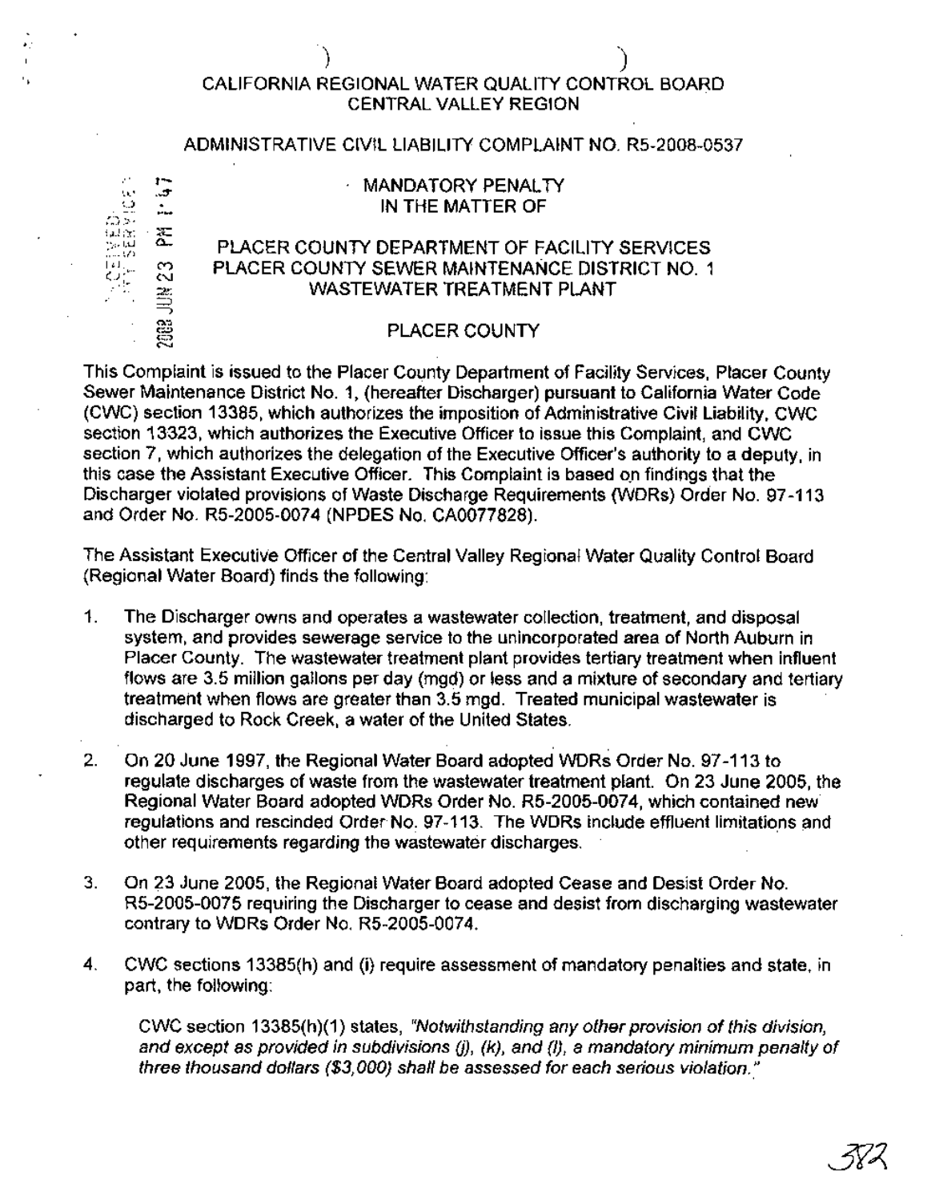CALIFORNIA REGIONAL WATER QUALITY CONTROL BOARD
CENTRAL VALLEY REGION

ADMINISTRATIVE CIVIL LIABILITY COMPLAINT NO. R5-2008-0537

MANDATORY PENALTY
IN THE MATTER OF

PLACER COUNTY DEPARTMENT OF FACILITY SERVICES
PLACER COUNTY SEWER MAINTENANCE DISTRICT NO. 1
WASTEWATER TREATMENT PLANT

PLACER COUNTY

This Complaint is issued to the Placer County Department of Facility Services, Placer County Sewer Maintenance District No. 1, (hereafter Discharger) pursuant to California Water Code (CWC) section 13385, which authorizes the imposition of Administrative Civil Liability, CWC section 13323, which authorizes the Executive Officer to issue this Complaint, and CWC section 7, which authorizes the delegation of the Executive Officer's authority to a deputy, in this case the Assistant Executive Officer. This Complaint is based on findings that the Discharger violated provisions of Waste Discharge Requirements (WDRs) Order No. 97-113 and Order No. R5-2005-0074 (NPDES No. CA0077828).

The Assistant Executive Officer of the Central Valley Regional Water Quality Control Board (Regional Water Board) finds the following:

1. The Discharger owns and operates a wastewater collection, treatment, and disposal system, and provides sewerage service to the unincorporated area of North Auburn in Placer County. The wastewater treatment plant provides tertiary treatment when influent flows are 3.5 million gallons per day (mgd) or less and a mixture of secondary and tertiary treatment when flows are greater than 3.5 mgd. Treated municipal wastewater is discharged to Rock Creek, a water of the United States.

2. On 20 June 1997, the Regional Water Board adopted WDRs Order No. 97-113 to regulate discharges of waste from the wastewater treatment plant. On 23 June 2005, the Regional Water Board adopted WDRs Order No. R5-2005-0074, which contained new regulations and rescinded Order No. 97-113. The WDRs include effluent limitations and other requirements regarding the wastewater discharges.

3. On 23 June 2005, the Regional Water Board adopted Cease and Desist Order No. R5-2005-0075 requiring the Discharger to cease and desist from discharging wastewater contrary to WDRs Order No. R5-2005-0074.

4. CWC sections 13385(h) and (i) require assessment of mandatory penalties and state, in part, the following:

   CWC section 13385(h)(1) states, *"Notwithstanding any other provision of this division, and except as provided in subdivisions (j), (k), and (l), a mandatory minimum penalty of three thousand dollars ($3,000) shall be assessed for each serious violation."*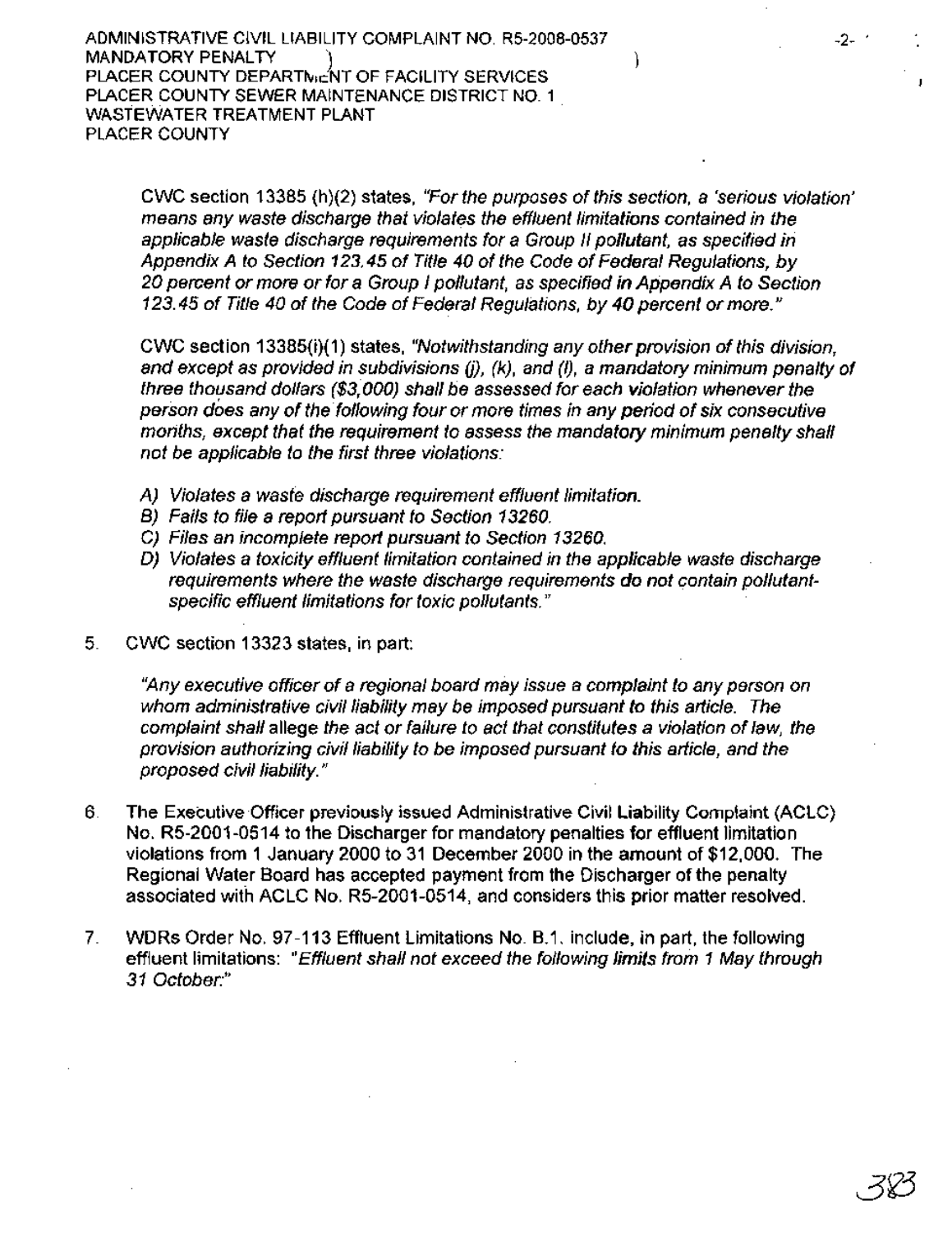CWC section 13385 (h)(2) states, *"For the purposes of this section, a 'serious violation' means any waste discharge that violates the effluent limitations contained in the applicable waste discharge requirements for a Group II pollutant, as specified in Appendix A to Section 123.45 of Title 40 of the Code of Federal Regulations, by 20 percent or more or for a Group I pollutant, as specified in Appendix A to Section 123.45 of Title 40 of the Code of Federal Regulations, by 40 percent or more."*

CWC section 13385(i)(1) states, *"Notwithstanding any other provision of this division, and except as provided in subdivisions (j), (k), and (l), a mandatory minimum penalty of three thousand dollars ($3,000) shall be assessed for each violation whenever the person does any of the following four or more times in any period of six consecutive months, except that the requirement to assess the mandatory minimum penalty shall not be applicable to the first three violations:*

*A) Violates a waste discharge requirement effluent limitation.*
*B) Fails to file a report pursuant to Section 13260.*
*C) Files an incomplete report pursuant to Section 13260.*
*D) Violates a toxicity effluent limitation contained in the applicable waste discharge requirements where the waste discharge requirements do not contain pollutant-specific effluent limitations for toxic pollutants."*

5. CWC section 13323 states, in part:

   *"Any executive officer of a regional board may issue a complaint to any person on whom administrative civil liability may be imposed pursuant to this article. The complaint shall allege the act or failure to act that constitutes a violation of law, the provision authorizing civil liability to be imposed pursuant to this article, and the proposed civil liability."*

6. The Executive Officer previously issued Administrative Civil Liability Complaint (ACLC) No. R5-2001-0514 to the Discharger for mandatory penalties for effluent limitation violations from 1 January 2000 to 31 December 2000 in the amount of $12,000. The Regional Water Board has accepted payment from the Discharger of the penalty associated with ACLC No. R5-2001-0514, and considers this prior matter resolved.

7. WDRs Order No. 97-113 Effluent Limitations No. B.1. include, in part, the following effluent limitations: *"Effluent shall not exceed the following limits from 1 May through 31 October:"*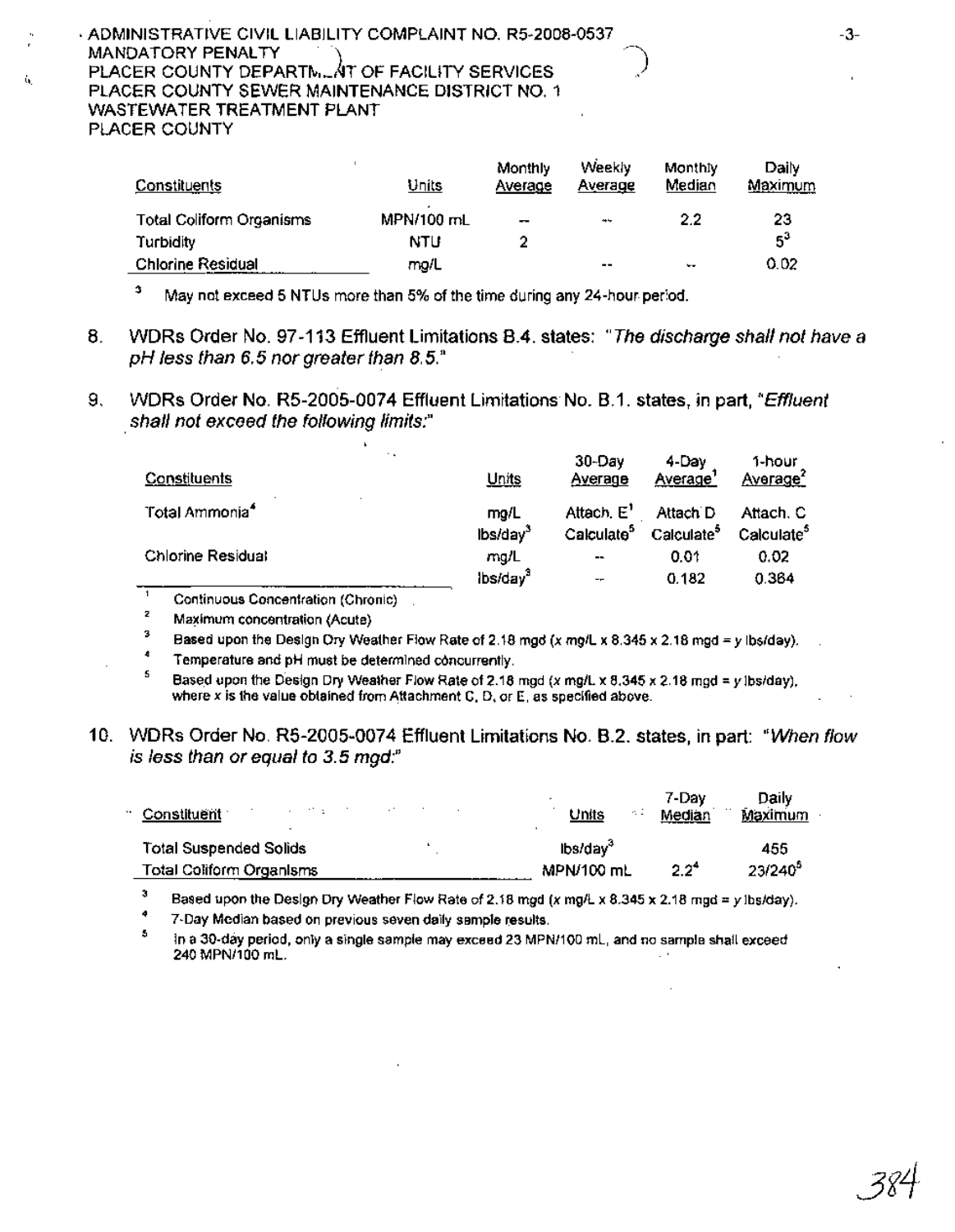ADMINISTRATIVE CIVIL LIABILITY COMPLAINT NO. R5-2008-0537
MANDATORY PENALTY
PLACER COUNTY DEPARTMENT OF FACILITY SERVICES
PLACER COUNTY SEWER MAINTENANCE DISTRICT NO. 1
WASTEWATER TREATMENT PLANT
PLACER COUNTY

| Constituents | Units | Monthly Average | Weekly Average | Monthly Median | Daily Maximum |
|---|---|---|---|---|---|
| Total Coliform Organisms | MPN/100 mL | -- | -- | 2.2 | 23 |
| Turbidity | NTU | 2 | | | 5[3] |
| Chlorine Residual | mg/L | | -- | -- | 0.02 |

[3] May not exceed 5 NTUs more than 5% of the time during any 24-hour period.

8. WDRs Order No. 97-113 Effluent Limitations B.4. states: *"The discharge shall not have a pH less than 6.5 nor greater than 8.5."*

9. WDRs Order No. R5-2005-0074 Effluent Limitations No. B.1. states, in part, *"Effluent shall not exceed the following limits:"*

| Constituents | Units | 30-Day Average | 4-Day Average[1] | 1-hour Average[2] |
|---|---|---|---|---|
| Total Ammonia[4] | mg/L | Attach. E[1] | Attach D | Attach. C |
| | lbs/day[3] | Calculate[5] | Calculate[5] | Calculate[5] |
| Chlorine Residual | mg/L | -- | 0.01 | 0.02 |
| | lbs/day[3] | -- | 0.182 | 0.364 |

[1] Continuous Concentration (Chronic)

[2] Maximum concentration (Acute)

[3] Based upon the Design Dry Weather Flow Rate of 2.18 mgd ($x$ mg/L x 8.345 x 2.18 mgd = $y$ lbs/day).

[4] Temperature and pH must be determined concurrently.

[5] Based upon the Design Dry Weather Flow Rate of 2.18 mgd ($x$ mg/L x 8.345 x 2.18 mgd = $y$ lbs/day), where $x$ is the value obtained from Attachment C, D, or E, as specified above.

10. WDRs Order No. R5-2005-0074 Effluent Limitations No. B.2. states, in part: *"When flow is less than or equal to 3.5 mgd:"*

| Constituent | Units | 7-Day Median | Daily Maximum |
|---|---|---|---|
| Total Suspended Solids | lbs/day[3] | | 455 |
| Total Coliform Organisms | MPN/100 mL | 2.2[4] | 23/240[5] |

[3] Based upon the Design Dry Weather Flow Rate of 2.18 mgd ($x$ mg/L x 8.345 x 2.18 mgd = $y$ lbs/day).

[4] 7-Day Median based on previous seven daily sample results.

[5] In a 30-day period, only a single sample may exceed 23 MPN/100 mL, and no sample shall exceed 240 MPN/100 mL.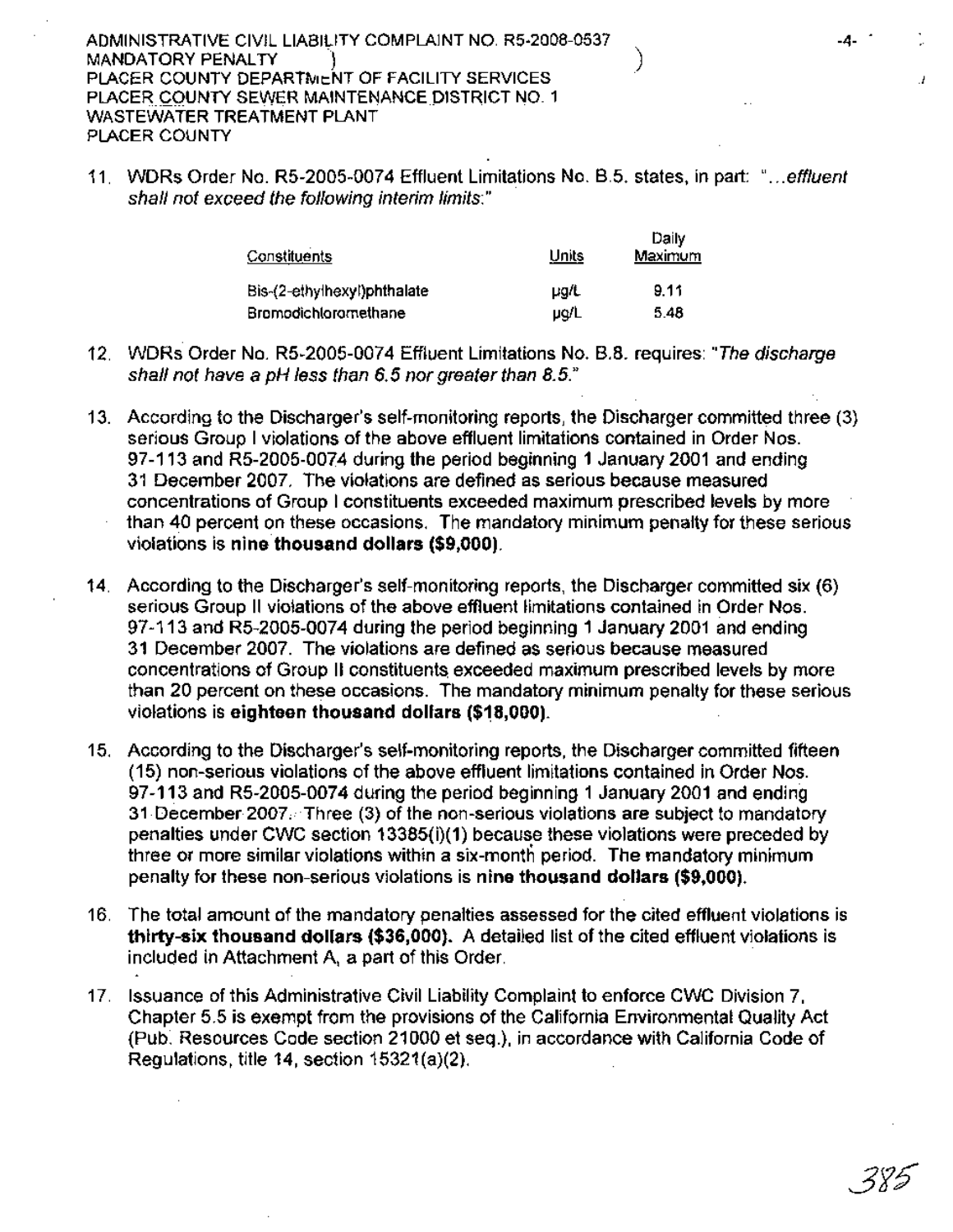ADMINISTRATIVE CIVIL LIABILITY COMPLAINT NO. R5-2008-0537
MANDATORY PENALTY
PLACER COUNTY DEPARTMENT OF FACILITY SERVICES
PLACER COUNTY SEWER MAINTENANCE DISTRICT NO. 1
WASTEWATER TREATMENT PLANT
PLACER COUNTY

11. WDRs Order No. R5-2005-0074 Effluent Limitations No. B.5. states, in part: "*...effluent shall not exceed the following interim limits:*"

| Constituents | Units | Daily Maximum |
|---|---|---|
| Bis-(2-ethylhexyl)phthalate | µg/L | 9.11 |
| Bromodichloromethane | µg/L | 5.48 |

12. WDRs Order No. R5-2005-0074 Effluent Limitations No. B.8. requires: "*The discharge shall not have a pH less than 6.5 nor greater than 8.5.*"

13. According to the Discharger's self-monitoring reports, the Discharger committed three (3) serious Group I violations of the above effluent limitations contained in Order Nos. 97-113 and R5-2005-0074 during the period beginning 1 January 2001 and ending 31 December 2007. The violations are defined as serious because measured concentrations of Group I constituents exceeded maximum prescribed levels by more than 40 percent on these occasions. The mandatory minimum penalty for these serious violations is **nine thousand dollars ($9,000)**.

14. According to the Discharger's self-monitoring reports, the Discharger committed six (6) serious Group II violations of the above effluent limitations contained in Order Nos. 97-113 and R5-2005-0074 during the period beginning 1 January 2001 and ending 31 December 2007. The violations are defined as serious because measured concentrations of Group II constituents exceeded maximum prescribed levels by more than 20 percent on these occasions. The mandatory minimum penalty for these serious violations is **eighteen thousand dollars ($18,000)**.

15. According to the Discharger's self-monitoring reports, the Discharger committed fifteen (15) non-serious violations of the above effluent limitations contained in Order Nos. 97-113 and R5-2005-0074 during the period beginning 1 January 2001 and ending 31 December 2007. Three (3) of the non-serious violations are subject to mandatory penalties under CWC section 13385(i)(1) because these violations were preceded by three or more similar violations within a six-month period. The mandatory minimum penalty for these non-serious violations is **nine thousand dollars ($9,000)**.

16. The total amount of the mandatory penalties assessed for the cited effluent violations is **thirty-six thousand dollars ($36,000)**. A detailed list of the cited effluent violations is included in Attachment A, a part of this Order.

17. Issuance of this Administrative Civil Liability Complaint to enforce CWC Division 7, Chapter 5.5 is exempt from the provisions of the California Environmental Quality Act (Pub. Resources Code section 21000 et seq.), in accordance with California Code of Regulations, title 14, section 15321(a)(2).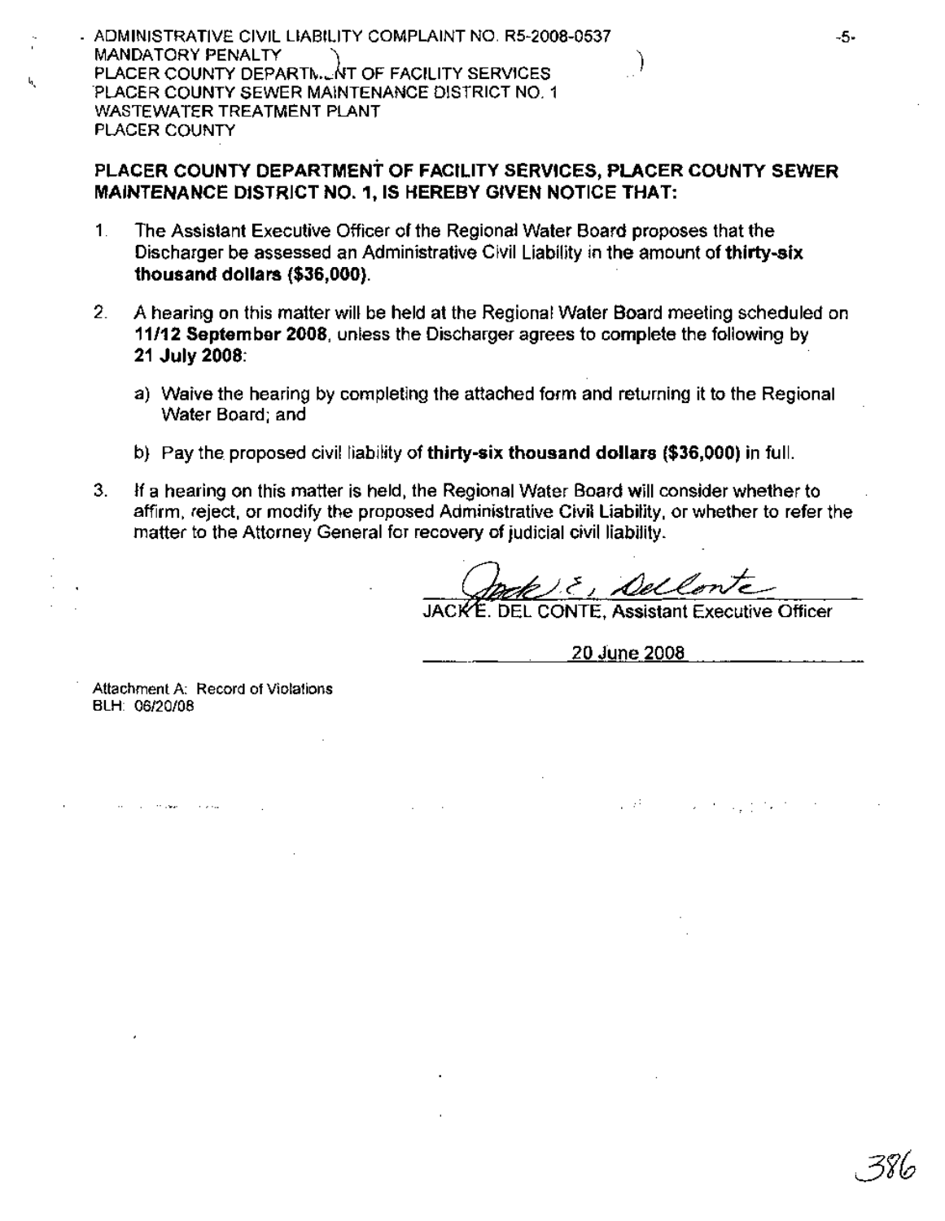**PLACER COUNTY DEPARTMENT OF FACILITY SERVICES, PLACER COUNTY SEWER MAINTENANCE DISTRICT NO. 1, IS HEREBY GIVEN NOTICE THAT:**

1. The Assistant Executive Officer of the Regional Water Board proposes that the Discharger be assessed an Administrative Civil Liability in the amount of **thirty-six thousand dollars ($36,000)**.

2. A hearing on this matter will be held at the Regional Water Board meeting scheduled on **11/12 September 2008**, unless the Discharger agrees to complete the following by **21 July 2008**:

   a) Waive the hearing by completing the attached form and returning it to the Regional Water Board; and

   b) Pay the proposed civil liability of **thirty-six thousand dollars ($36,000)** in full.

3. If a hearing on this matter is held, the Regional Water Board will consider whether to affirm, reject, or modify the proposed Administrative Civil Liability, or whether to refer the matter to the Attorney General for recovery of judicial civil liability.

JACK E. DEL CONTE, Assistant Executive Officer

20 June 2008

Attachment A: Record of Violations
BLH: 06/20/08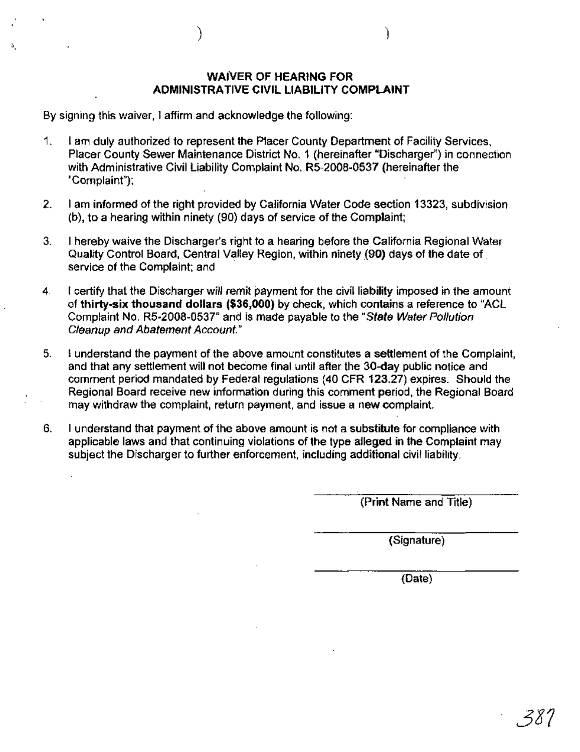## WAIVER OF HEARING FOR ADMINISTRATIVE CIVIL LIABILITY COMPLAINT

By signing this waiver, I affirm and acknowledge the following:

1. I am duly authorized to represent the Placer County Department of Facility Services, Placer County Sewer Maintenance District No. 1 (hereinafter "Discharger") in connection with Administrative Civil Liability Complaint No. R5-2008-0537 (hereinafter the "Complaint");

2. I am informed of the right provided by California Water Code section 13323, subdivision (b), to a hearing within ninety (90) days of service of the Complaint;

3. I hereby waive the Discharger's right to a hearing before the California Regional Water Quality Control Board, Central Valley Region, within ninety (90) days of the date of service of the Complaint; and

4. I certify that the Discharger will remit payment for the civil liability imposed in the amount of **thirty-six thousand dollars ($36,000)** by check, which contains a reference to "ACL Complaint No. R5-2008-0537" and is made payable to the "*State Water Pollution Cleanup and Abatement Account.*"

5. I understand the payment of the above amount constitutes a settlement of the Complaint, and that any settlement will not become final until after the 30-day public notice and comment period mandated by Federal regulations (40 CFR 123.27) expires. Should the Regional Board receive new information during this comment period, the Regional Board may withdraw the complaint, return payment, and issue a new complaint.

6. I understand that payment of the above amount is not a substitute for compliance with applicable laws and that continuing violations of the type alleged in the Complaint may subject the Discharger to further enforcement, including additional civil liability.

\_\_\_\_\_\_\_\_\_\_\_\_\_\_\_\_\_\_\_\_\_\_\_\_\_\_\_\_\_\_
(Print Name and Title)

\_\_\_\_\_\_\_\_\_\_\_\_\_\_\_\_\_\_\_\_\_\_\_\_\_\_\_\_\_\_
(Signature)

\_\_\_\_\_\_\_\_\_\_\_\_\_\_\_\_\_\_\_\_\_\_\_\_\_\_\_\_\_\_
(Date)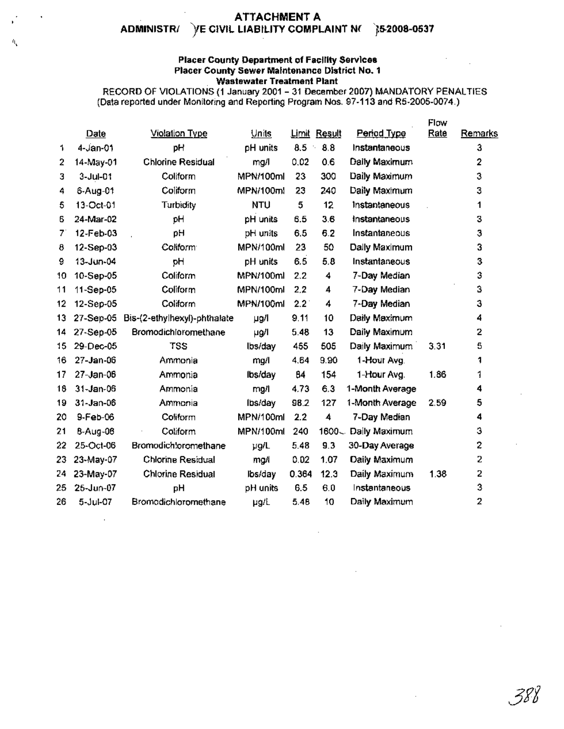# ATTACHMENT A

## ADMINISTRATIVE CIVIL LIABILITY COMPLAINT NO. R5-2008-0537

### Placer County Department of Facility Services
### Placer County Sewer Maintenance District No. 1
### Wastewater Treatment Plant

RECORD OF VIOLATIONS (1 January 2001 – 31 December 2007) MANDATORY PENALTIES
(Data reported under Monitoring and Reporting Program Nos. 97-113 and R5-2005-0074.)

| | Date | Violation Type | Units | Limit | Result | Period Type | Flow Rate | Remarks |
|---|---|---|---|---|---|---|---|---|
| 1 | 4-Jan-01 | pH | pH units | 8.5 | 8.8 | Instantaneous | | 3 |
| 2 | 14-May-01 | Chlorine Residual | mg/l | 0.02 | 0.6 | Daily Maximum | | 2 |
| 3 | 3-Jul-01 | Coliform | MPN/100ml | 23 | 300 | Daily Maximum | | 3 |
| 4 | 6-Aug-01 | Coliform | MPN/100ml | 23 | 240 | Daily Maximum | | 3 |
| 5 | 13-Oct-01 | Turbidity | NTU | 5 | 12 | Instantaneous | | 1 |
| 6 | 24-Mar-02 | pH | pH units | 6.5 | 3.6 | Instantaneous | | 3 |
| 7 | 12-Feb-03 | pH | pH units | 6.5 | 6.2 | Instantaneous | | 3 |
| 8 | 12-Sep-03 | Coliform | MPN/100ml | 23 | 50 | Daily Maximum | | 3 |
| 9 | 13-Jun-04 | pH | pH units | 6.5 | 5.8 | Instantaneous | | 3 |
| 10 | 10-Sep-05 | Coliform | MPN/100ml | 2.2 | 4 | 7-Day Median | | 3 |
| 11 | 11-Sep-05 | Coliform | MPN/100ml | 2.2 | 4 | 7-Day Median | | 3 |
| 12 | 12-Sep-05 | Coliform | MPN/100ml | 2.2 | 4 | 7-Day Median | | 3 |
| 13 | 27-Sep-05 | Bis-(2-ethylhexyl)-phthalate | µg/l | 9.11 | 10 | Daily Maximum | | 4 |
| 14 | 27-Sep-05 | Bromodichloromethane | µg/l | 5.48 | 13 | Daily Maximum | | 2 |
| 15 | 29-Dec-05 | TSS | lbs/day | 455 | 505 | Daily Maximum | 3.31 | 5 |
| 16 | 27-Jan-06 | Ammonia | mg/l | 4.64 | 9.90 | 1-Hour Avg. | | 1 |
| 17 | 27-Jan-06 | Ammonia | lbs/day | 84 | 154 | 1-Hour Avg. | 1.86 | 1 |
| 18 | 31-Jan-06 | Ammonia | mg/l | 4.73 | 6.3 | 1-Month Average | | 4 |
| 19 | 31-Jan-06 | Ammonia | lbs/day | 98.2 | 127 | 1-Month Average | 2.59 | 5 |
| 20 | 9-Feb-06 | Coliform | MPN/100ml | 2.2 | 4 | 7-Day Median | | 4 |
| 21 | 8-Aug-06 | Coliform | MPN/100ml | 240 | 1600 | Daily Maximum | | 3 |
| 22 | 25-Oct-06 | Bromodichloromethane | µg/L | 5.48 | 9.3 | 30-Day Average | | 2 |
| 23 | 23-May-07 | Chlorine Residual | mg/l | 0.02 | 1.07 | Daily Maximum | | 2 |
| 24 | 23-May-07 | Chlorine Residual | lbs/day | 0.364 | 12.3 | Daily Maximum | 1.38 | 2 |
| 25 | 25-Jun-07 | pH | pH units | 6.5 | 6.0 | Instantaneous | | 3 |
| 26 | 5-Jul-07 | Bromodichloromethane | µg/L | 5.48 | 10 | Daily Maximum | | 2 |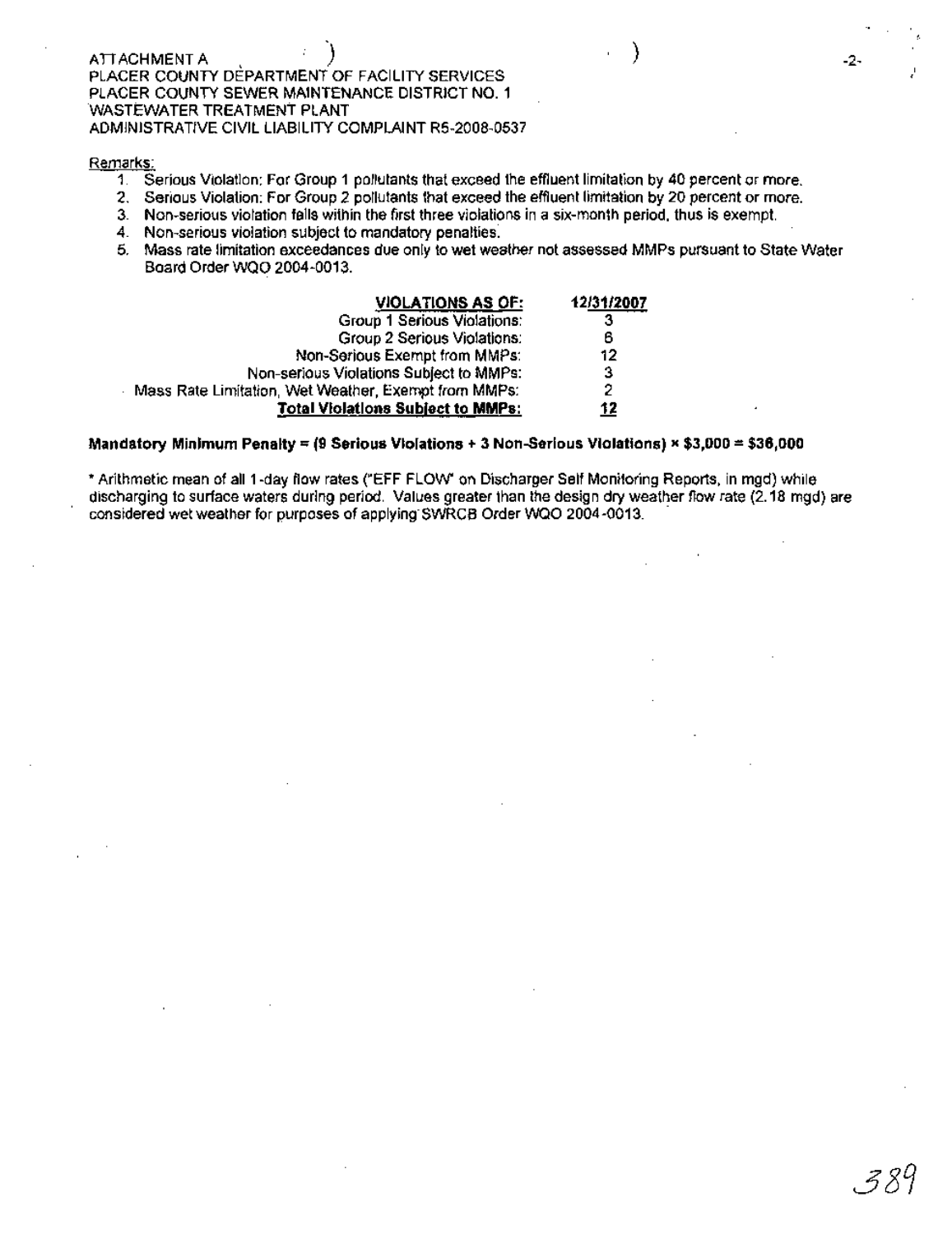ATTACHMENT A
PLACER COUNTY DEPARTMENT OF FACILITY SERVICES
PLACER COUNTY SEWER MAINTENANCE DISTRICT NO. 1
WASTEWATER TREATMENT PLANT
ADMINISTRATIVE CIVIL LIABILITY COMPLAINT R5-2008-0537

Remarks:

1. Serious Violation: For Group 1 pollutants that exceed the effluent limitation by 40 percent or more.
2. Serious Violation: For Group 2 pollutants that exceed the effluent limitation by 20 percent or more.
3. Non-serious violation falls within the first three violations in a six-month period, thus is exempt.
4. Non-serious violation subject to mandatory penalties.
5. Mass rate limitation exceedances due only to wet weather not assessed MMPs pursuant to State Water Board Order WQO 2004-0013.

| **VIOLATIONS AS OF:** | **12/31/2007** |
|---|---|
| Group 1 Serious Violations: | 3 |
| Group 2 Serious Violations: | 6 |
| Non-Serious Exempt from MMPs: | 12 |
| Non-serious Violations Subject to MMPs: | 3 |
| Mass Rate Limitation, Wet Weather, Exempt from MMPs: | 2 |
| **Total Violations Subject to MMPs:** | **12** |

**Mandatory Minimum Penalty = (9 Serious Violations + 3 Non-Serious Violations) × $3,000 = $36,000**

* Arithmetic mean of all 1-day flow rates ("EFF FLOW" on Discharger Self Monitoring Reports, in mgd) while discharging to surface waters during period. Values greater than the design dry weather flow rate (2.18 mgd) are considered wet weather for purposes of applying SWRCB Order WQO 2004-0013.